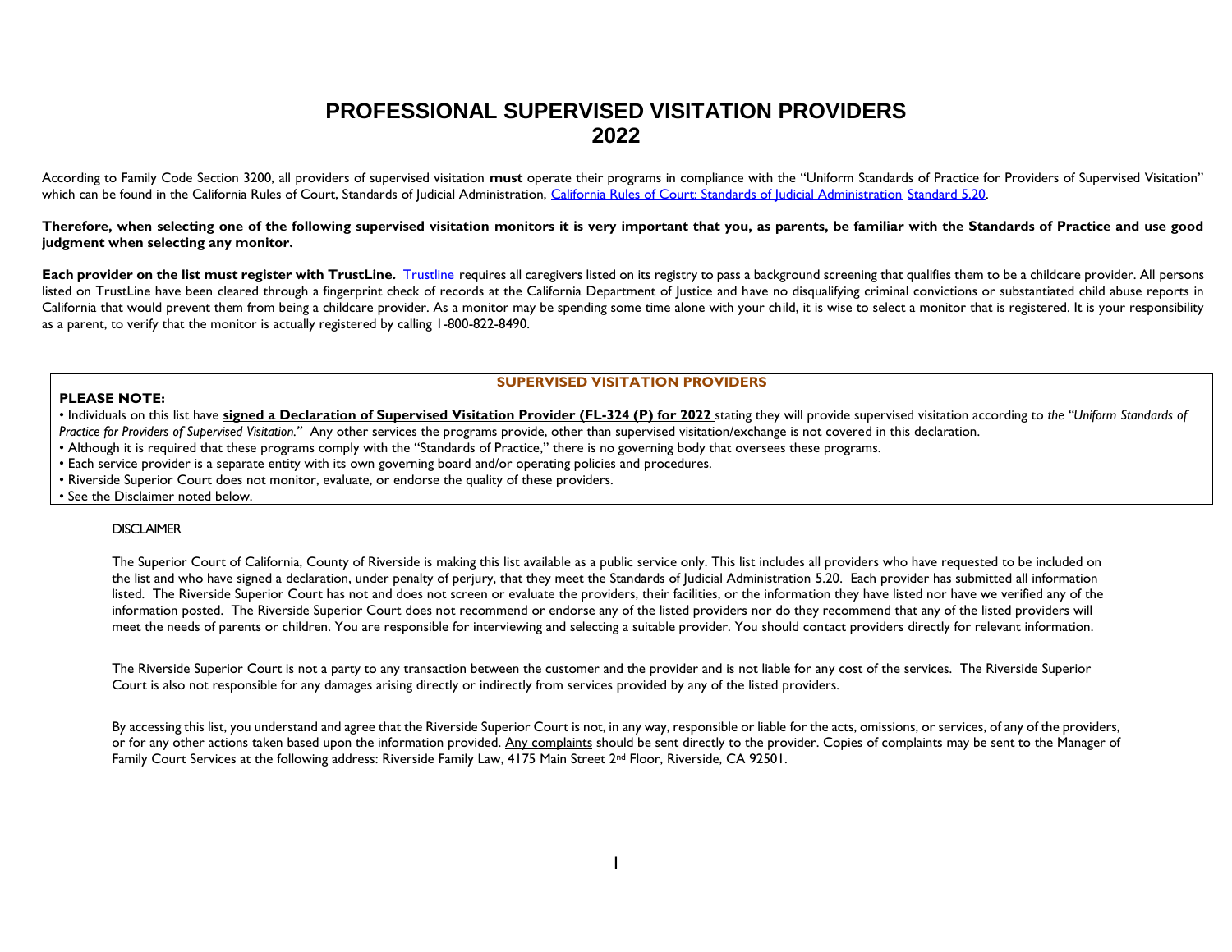# PROFESSIONAL SUPERVISED VISITATION PROVIDERS 2022

According to Family Code Section 3200, all providers of supervised visitation **must** operate their programs in compliance with the "Uniform Standards of Practice for Providers of Supervised Visitation" which can be found in the California Rules of Court, Standards of Judicial Administration, California Rules of Court: Standards of Judicial Administration Standard 5.20.

**Therefore, when selecting one of the following supervised visitation monitors it is very important that you, as parents, be familiar with the Standards of Practice and use good judgment when selecting any monitor.**

**Each provider on the list must register with TrustLine.** Trustline requires all caregivers listed on its registry to pass a background screening that qualifies them to be a childcare provider. All persons listed on TrustLine have been cleared through a fingerprint check of records at the California Department of Justice and have no disqualifying criminal convictions or substantiated child abuse reports in California that would prevent them from being a childcare provider. As a monitor may be spending some time alone with your child, it is wise to select a monitor that is registered. It is your responsibility as a parent, to verify that the monitor is actually registered by calling 1-800-822-8490.

## SUPERVISED VISITATION PROVIDERS

**PLEASE NOTE:**

- Individuals on this list have **signed a Declaration of Supervised Visitation Provider (FL-324 (P) for 2022** stating they will provide supervised visitation according to *the "Uniform Standards of Practice for Providers of Supervised Visitation."* Any other services the programs provide, other than supervised visitation/exchange is not covered in this declaration.
- Although it is required that these programs comply with the "Standards of Practice," there is no governing body that oversees these programs.
- Each service provider is a separate entity with its own governing board and/or operating policies and procedures.
- Riverside Superior Court does not monitor, evaluate, or endorse the quality of these providers.
- See the Disclaimer noted below.

DISCLAIMER

The Superior Court of California, County of Riverside is making this list available as a public service only. This list includes all providers who have requested to be included on the list and who have signed a declaration, under penalty of perjury, that they meet the Standards of Judicial Administration 5.20. Each provider has submitted all information listed. The Riverside Superior Court has not and does not screen or evaluate the providers, their facilities, or the information they have listed nor have we verified any of the information posted. The Riverside Superior Court does not recommend or endorse any of the listed providers nor do they recommend that any of the listed providers will meet the needs of parents or children. You are responsible for interviewing and selecting a suitable provider. You should contact providers directly for relevant information.

The Riverside Superior Court is not a party to any transaction between the customer and the provider and is not liable for any cost of the services. The Riverside Superior Court is also not responsible for any damages arising directly or indirectly from services provided by any of the listed providers.

By accessing this list, you understand and agree that the Riverside Superior Court is not, in any way, responsible or liable for the acts, omissions, or services, of any of the providers, or for any other actions taken based upon the information provided. Any complaints should be sent directly to the provider. Copies of complaints may be sent to the Manager of Family Court Services at the following address: Riverside Family Law, 4175 Main Street 2nd Floor, Riverside, CA 92501.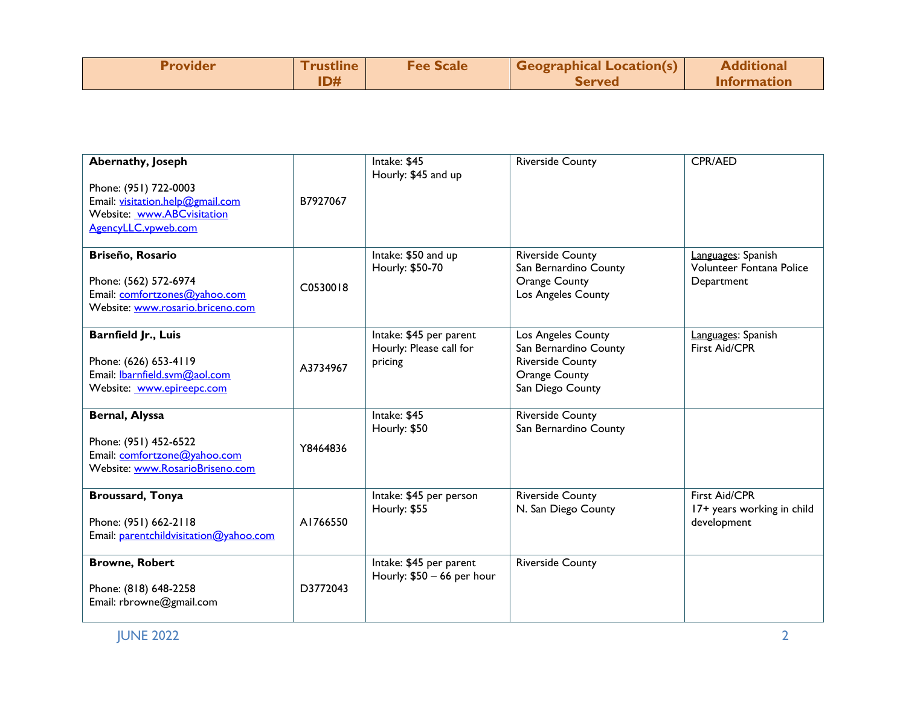| Provider | Trustline ID# | Fee Scale | Geographical Location(s) Served | Additional Information |
|---|---|---|---|---|
| **Abernathy, Joseph**<br><br>Phone: (951) 722-0003<br>Email: visitation.help@gmail.com<br>Website: www.ABCvisitation AgencyLLC.vpweb.com | B7927067 | Intake: $45<br>Hourly: $45 and up | Riverside County | CPR/AED |
| **Briseño, Rosario**<br><br>Phone: (562) 572-6974<br>Email: comfortzones@yahoo.com<br>Website: www.rosario.briceno.com | C0530018 | Intake: $50 and up<br>Hourly: $50-70 | Riverside County<br>San Bernardino County<br>Orange County<br>Los Angeles County | Languages: Spanish<br>Volunteer Fontana Police Department |
| **Barnfield Jr., Luis**<br><br>Phone: (626) 653-4119<br>Email: lbarnfield.svm@aol.com<br>Website: www.epireepc.com | A3734967 | Intake: $45 per parent<br>Hourly: Please call for pricing | Los Angeles County<br>San Bernardino County<br>Riverside County<br>Orange County<br>San Diego County | Languages: Spanish<br>First Aid/CPR |
| **Bernal, Alyssa**<br><br>Phone: (951) 452-6522<br>Email: comfortzone@yahoo.com<br>Website: www.RosarioBriseno.com | Y8464836 | Intake: $45<br>Hourly: $50 | Riverside County<br>San Bernardino County | |
| **Broussard, Tonya**<br><br>Phone: (951) 662-2118<br>Email: parentchildvisitation@yahoo.com | A1766550 | Intake: $45 per person<br>Hourly: $55 | Riverside County<br>N. San Diego County | First Aid/CPR<br>17+ years working in child development |
| **Browne, Robert**<br><br>Phone: (818) 648-2258<br>Email: rbrowne@gmail.com | D3772043 | Intake: $45 per parent<br>Hourly: $50 – 66 per hour | Riverside County | |

JUNE 2022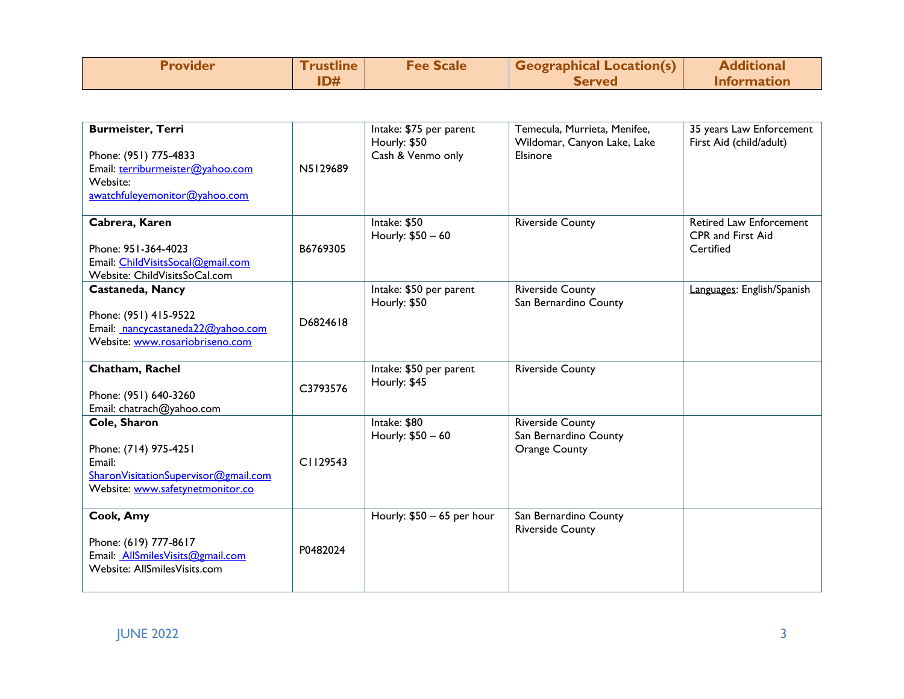| Provider | Trustline ID# | Fee Scale | Geographical Location(s) Served | Additional Information |
|---|---|---|---|---|
| **Burmeister, Terri**<br><br>Phone: (951) 775-4833<br>Email: terriburmeister@yahoo.com<br>Website: awatchfuleyemonitor@yahoo.com | N5129689 | Intake: $75 per parent<br>Hourly: $50<br>Cash & Venmo only | Temecula, Murrieta, Menifee, Wildomar, Canyon Lake, Lake Elsinore | 35 years Law Enforcement<br>First Aid (child/adult) |
| **Cabrera, Karen**<br><br>Phone: 951-364-4023<br>Email: ChildVisitsSocal@gmail.com<br>Website: ChildVisitsSoCal.com | B6769305 | Intake: $50<br>Hourly: $50 – 60 | Riverside County | Retired Law Enforcement<br>CPR and First Aid Certified |
| **Castaneda, Nancy**<br><br>Phone: (951) 415-9522<br>Email: nancycastaneda22@yahoo.com<br>Website: www.rosariobriseno.com | D6824618 | Intake: $50 per parent<br>Hourly: $50 | Riverside County<br>San Bernardino County | Languages: English/Spanish |
| **Chatham, Rachel**<br><br>Phone: (951) 640-3260<br>Email: chatrach@yahoo.com | C3793576 | Intake: $50 per parent<br>Hourly: $45 | Riverside County | |
| **Cole, Sharon**<br><br>Phone: (714) 975-4251<br>Email: SharonVisitationSupervisor@gmail.com<br>Website: www.safetynetmonitor.co | C1129543 | Intake: $80<br>Hourly: $50 – 60 | Riverside County<br>San Bernardino County<br>Orange County | |
| **Cook, Amy**<br><br>Phone: (619) 777-8617<br>Email: AllSmilesVisits@gmail.com<br>Website: AllSmilesVisits.com | P0482024 | Hourly: $50 – 65 per hour | San Bernardino County<br>Riverside County | |

JUNE 2022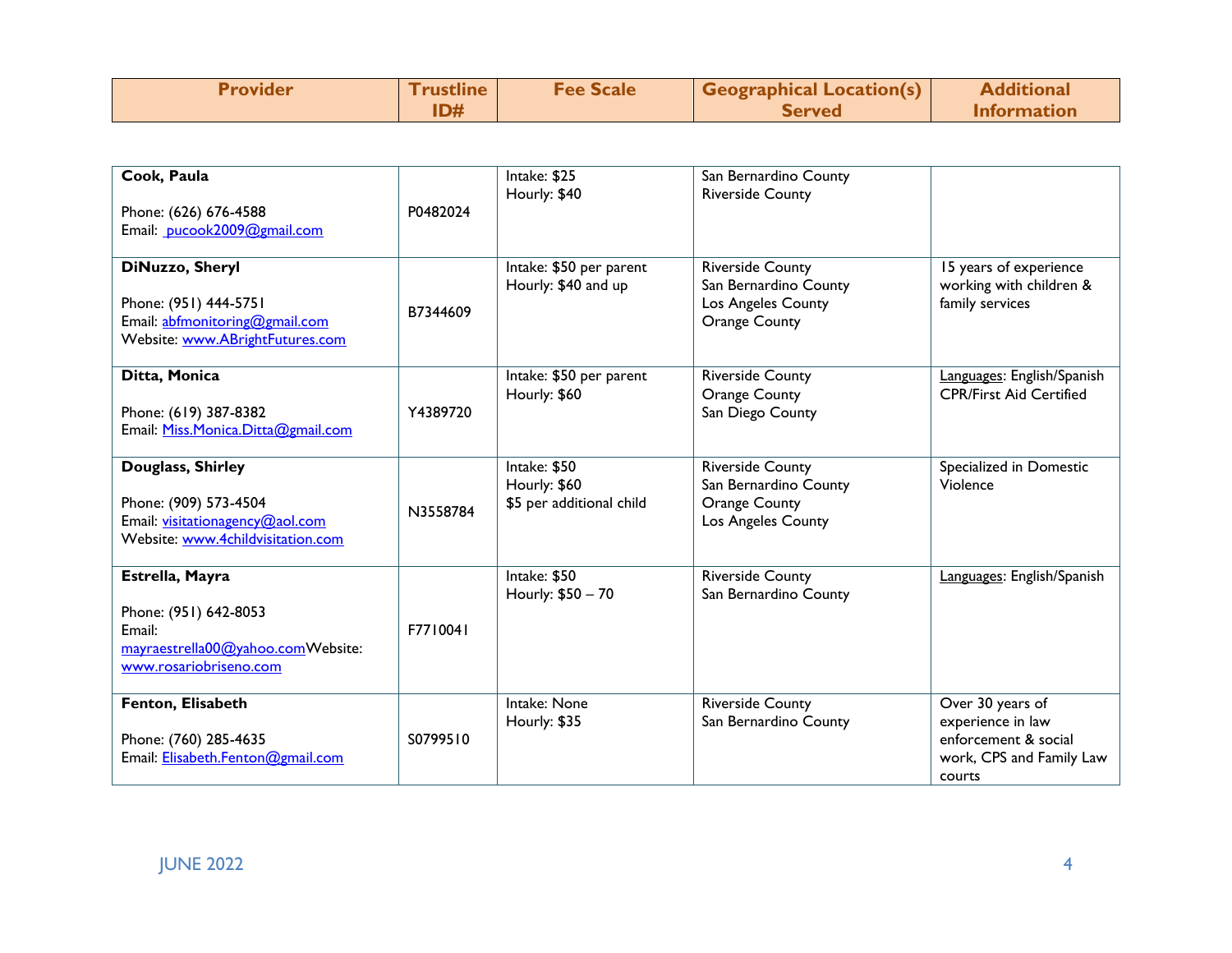| Provider | Trustline ID# | Fee Scale | Geographical Location(s) Served | Additional Information |
|---|---|---|---|---|
| **Cook, Paula**<br><br>Phone: (626) 676-4588<br>Email: pucook2009@gmail.com | P0482024 | Intake: $25<br>Hourly: $40 | San Bernardino County<br>Riverside County | |
| **DiNuzzo, Sheryl**<br><br>Phone: (951) 444-5751<br>Email: abfmonitoring@gmail.com<br>Website: www.ABrightFutures.com | B7344609 | Intake: $50 per parent<br>Hourly: $40 and up | Riverside County<br>San Bernardino County<br>Los Angeles County<br>Orange County | 15 years of experience working with children & family services |
| **Ditta, Monica**<br><br>Phone: (619) 387-8382<br>Email: Miss.Monica.Ditta@gmail.com | Y4389720 | Intake: $50 per parent<br>Hourly: $60 | Riverside County<br>Orange County<br>San Diego County | Languages: English/Spanish<br>CPR/First Aid Certified |
| **Douglass, Shirley**<br><br>Phone: (909) 573-4504<br>Email: visitationagency@aol.com<br>Website: www.4childvisitation.com | N3558784 | Intake: $50<br>Hourly: $60<br>$5 per additional child | Riverside County<br>San Bernardino County<br>Orange County<br>Los Angeles County | Specialized in Domestic Violence |
| **Estrella, Mayra**<br><br>Phone: (951) 642-8053<br>Email: mayraestrella00@yahoo.com Website: www.rosariobriseno.com | F7710041 | Intake: $50<br>Hourly: $50 – 70 | Riverside County<br>San Bernardino County | Languages: English/Spanish |
| **Fenton, Elisabeth**<br><br>Phone: (760) 285-4635<br>Email: Elisabeth.Fenton@gmail.com | S0799510 | Intake: None<br>Hourly: $35 | Riverside County<br>San Bernardino County | Over 30 years of experience in law enforcement & social work, CPS and Family Law courts |

JUNE 2022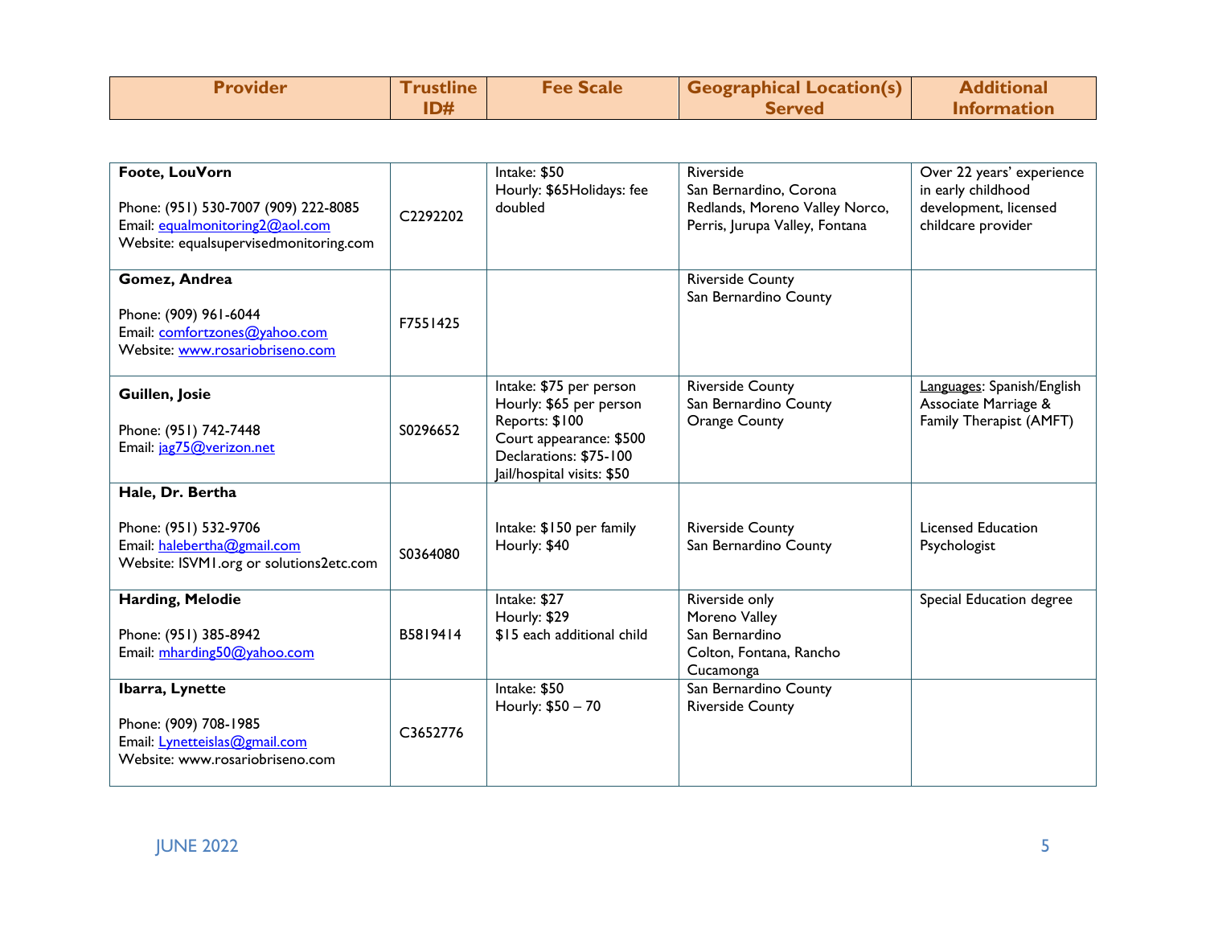| Provider | Trustline ID# | Fee Scale | Geographical Location(s) Served | Additional Information |
|---|---|---|---|---|
| **Foote, LouVorn**<br><br>Phone: (951) 530-7007 (909) 222-8085<br>Email: equalmonitoring2@aol.com<br>Website: equalsupervisedmonitoring.com | C2292202 | Intake: $50<br>Hourly: $65Holidays: fee doubled | Riverside<br>San Bernardino, Corona<br>Redlands, Moreno Valley Norco, Perris, Jurupa Valley, Fontana | Over 22 years' experience in early childhood development, licensed childcare provider |
| **Gomez, Andrea**<br><br>Phone: (909) 961-6044<br>Email: comfortzones@yahoo.com<br>Website: www.rosariobriseno.com | F7551425 | | Riverside County<br>San Bernardino County | |
| **Guillen, Josie**<br><br>Phone: (951) 742-7448<br>Email: jag75@verizon.net | S0296652 | Intake: $75 per person<br>Hourly: $65 per person<br>Reports: $100<br>Court appearance: $500<br>Declarations: $75-100<br>Jail/hospital visits: $50 | Riverside County<br>San Bernardino County<br>Orange County | Languages: Spanish/English<br>Associate Marriage & Family Therapist (AMFT) |
| **Hale, Dr. Bertha**<br><br>Phone: (951) 532-9706<br>Email: halebertha@gmail.com<br>Website: ISVM1.org or solutions2etc.com | S0364080 | Intake: $150 per family<br>Hourly: $40 | Riverside County<br>San Bernardino County | Licensed Education Psychologist |
| **Harding, Melodie**<br><br>Phone: (951) 385-8942<br>Email: mharding50@yahoo.com | B5819414 | Intake: $27<br>Hourly: $29<br>$15 each additional child | Riverside only<br>Moreno Valley<br>San Bernardino<br>Colton, Fontana, Rancho Cucamonga | Special Education degree |
| **Ibarra, Lynette**<br><br>Phone: (909) 708-1985<br>Email: Lynetteislas@gmail.com<br>Website: www.rosariobriseno.com | C3652776 | Intake: $50<br>Hourly: $50 – 70 | San Bernardino County<br>Riverside County | |

JUNE 2022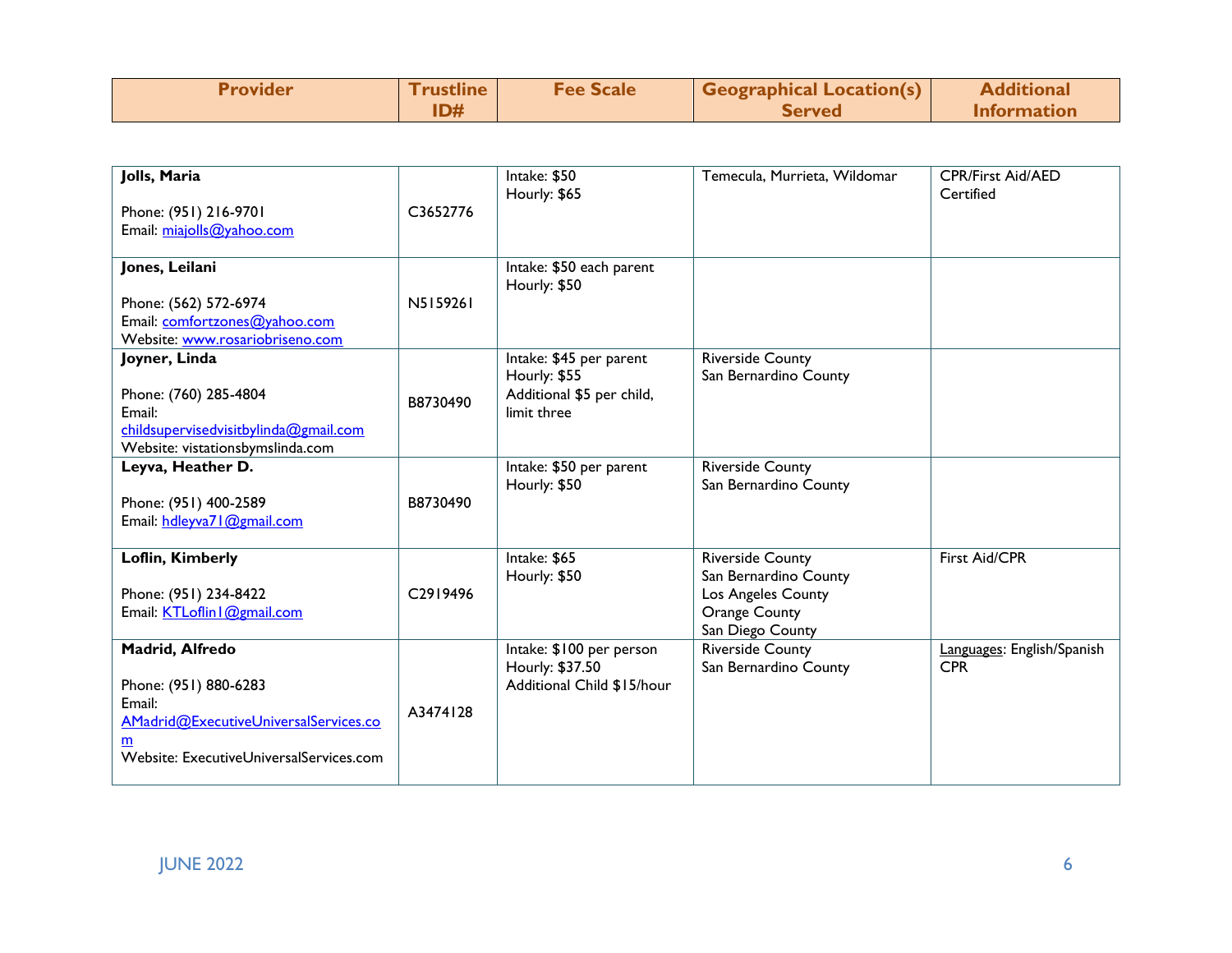| Provider | Trustline ID# | Fee Scale | Geographical Location(s) Served | Additional Information |
|---|---|---|---|---|
| **Jolls, Maria**<br><br>Phone: (951) 216-9701<br>Email: miajolls@yahoo.com | C3652776 | Intake: $50<br>Hourly: $65 | Temecula, Murrieta, Wildomar | CPR/First Aid/AED Certified |
| **Jones, Leilani**<br><br>Phone: (562) 572-6974<br>Email: comfortzones@yahoo.com<br>Website: www.rosariobriseno.com | N5159261 | Intake: $50 each parent<br>Hourly: $50 | | |
| **Joyner, Linda**<br><br>Phone: (760) 285-4804<br>Email: childsupervisedvisitbylinda@gmail.com<br>Website: vistationsbymslinda.com | B8730490 | Intake: $45 per parent<br>Hourly: $55<br>Additional $5 per child, limit three | Riverside County<br>San Bernardino County | |
| **Leyva, Heather D.**<br><br>Phone: (951) 400-2589<br>Email: hdleyva71@gmail.com | B8730490 | Intake: $50 per parent<br>Hourly: $50 | Riverside County<br>San Bernardino County | |
| **Loflin, Kimberly**<br><br>Phone: (951) 234-8422<br>Email: KTLoflin1@gmail.com | C2919496 | Intake: $65<br>Hourly: $50 | Riverside County<br>San Bernardino County<br>Los Angeles County<br>Orange County<br>San Diego County | First Aid/CPR |
| **Madrid, Alfredo**<br><br>Phone: (951) 880-6283<br>Email: AMadrid@ExecutiveUniversalServices.com<br>Website: ExecutiveUniversalServices.com | A3474128 | Intake: $100 per person<br>Hourly: $37.50<br>Additional Child $15/hour | Riverside County<br>San Bernardino County | Languages: English/Spanish<br>CPR |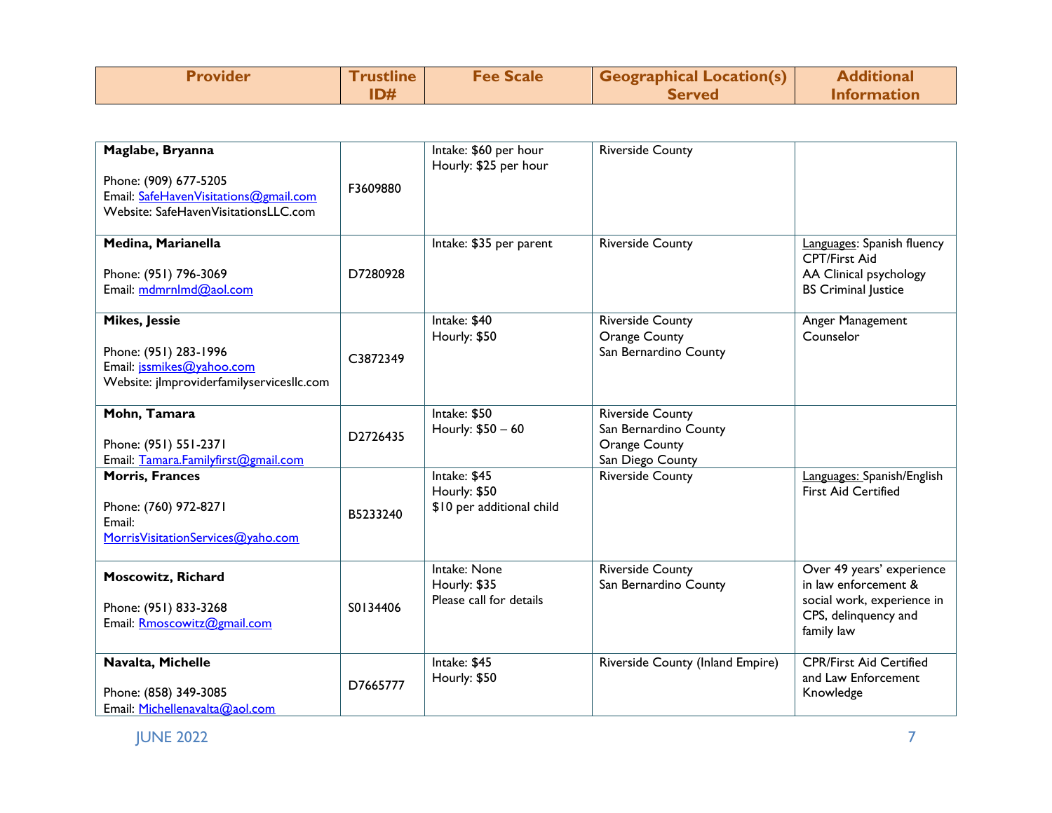| Provider | Trustline ID# | Fee Scale | Geographical Location(s) Served | Additional Information |
|---|---|---|---|---|
| **Maglabe, Bryanna**<br><br>Phone: (909) 677-5205<br>Email: SafeHavenVisitations@gmail.com<br>Website: SafeHavenVisitationsLLC.com | F3609880 | Intake: $60 per hour<br>Hourly: $25 per hour | Riverside County | |
| **Medina, Marianella**<br><br>Phone: (951) 796-3069<br>Email: mdmrnlmd@aol.com | D7280928 | Intake: $35 per parent | Riverside County | Languages: Spanish fluency<br>CPT/First Aid<br>AA Clinical psychology<br>BS Criminal Justice |
| **Mikes, Jessie**<br><br>Phone: (951) 283-1996<br>Email: jssmikes@yahoo.com<br>Website: jlmproviderfamilyservicesllc.com | C3872349 | Intake: $40<br>Hourly: $50 | Riverside County<br>Orange County<br>San Bernardino County | Anger Management Counselor |
| **Mohn, Tamara**<br><br>Phone: (951) 551-2371<br>Email: Tamara.Familyfirst@gmail.com | D2726435 | Intake: $50<br>Hourly: $50 – 60 | Riverside County<br>San Bernardino County<br>Orange County<br>San Diego County | |
| **Morris, Frances**<br><br>Phone: (760) 972-8271<br>Email:<br>MorrisVisitationServices@yaho.com | B5233240 | Intake: $45<br>Hourly: $50<br>$10 per additional child | Riverside County | Languages: Spanish/English<br>First Aid Certified |
| **Moscowitz, Richard**<br><br>Phone: (951) 833-3268<br>Email: Rmoscowitz@gmail.com | S0134406 | Intake: None<br>Hourly: $35<br>Please call for details | Riverside County<br>San Bernardino County | Over 49 years' experience in law enforcement & social work, experience in CPS, delinquency and family law |
| **Navalta, Michelle**<br><br>Phone: (858) 349-3085<br>Email: Michellenavalta@aol.com | D7665777 | Intake: $45<br>Hourly: $50 | Riverside County (Inland Empire) | CPR/First Aid Certified and Law Enforcement Knowledge |

JUNE 2022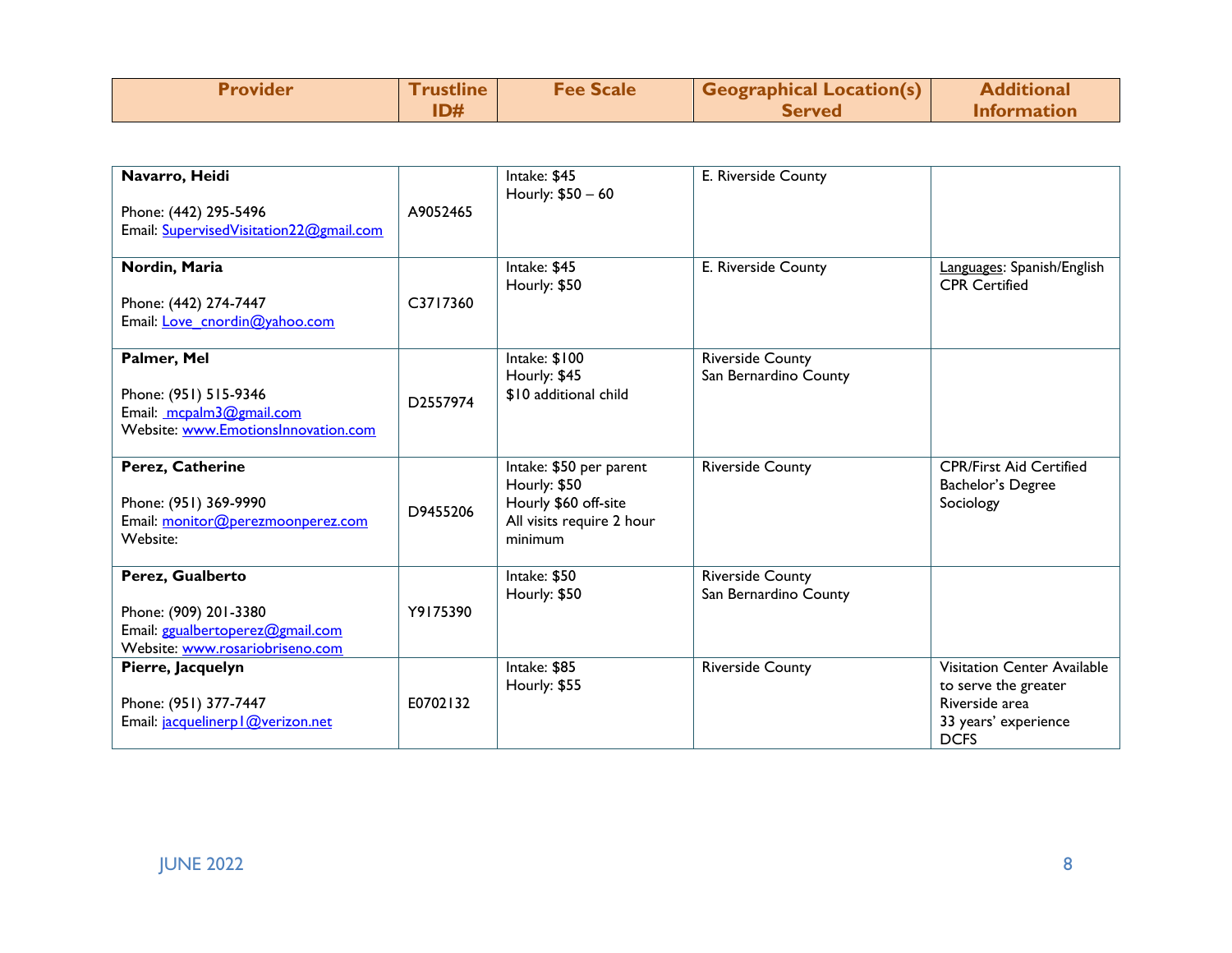| Provider | Trustline ID# | Fee Scale | Geographical Location(s) Served | Additional Information |
|---|---|---|---|---|
| **Navarro, Heidi**<br><br>Phone: (442) 295-5496<br>Email: SupervisedVisitation22@gmail.com | A9052465 | Intake: $45<br>Hourly: $50 – 60 | E. Riverside County | |
| **Nordin, Maria**<br><br>Phone: (442) 274-7447<br>Email: Love_cnordin@yahoo.com | C3717360 | Intake: $45<br>Hourly: $50 | E. Riverside County | Languages: Spanish/English<br>CPR Certified |
| **Palmer, Mel**<br><br>Phone: (951) 515-9346<br>Email: mcpalm3@gmail.com<br>Website: www.EmotionsInnovation.com | D2557974 | Intake: $100<br>Hourly: $45<br>$10 additional child | Riverside County<br>San Bernardino County | |
| **Perez, Catherine**<br><br>Phone: (951) 369-9990<br>Email: monitor@perezmoonperez.com<br>Website: | D9455206 | Intake: $50 per parent<br>Hourly: $50<br>Hourly $60 off-site<br>All visits require 2 hour minimum | Riverside County | CPR/First Aid Certified<br>Bachelor's Degree Sociology |
| **Perez, Gualberto**<br><br>Phone: (909) 201-3380<br>Email: ggualbertoperez@gmail.com<br>Website: www.rosariobriseno.com | Y9175390 | Intake: $50<br>Hourly: $50 | Riverside County<br>San Bernardino County | |
| **Pierre, Jacquelyn**<br><br>Phone: (951) 377-7447<br>Email: jacquelinerp1@verizon.net | E0702132 | Intake: $85<br>Hourly: $55 | Riverside County | Visitation Center Available to serve the greater Riverside area<br>33 years' experience<br>DCFS |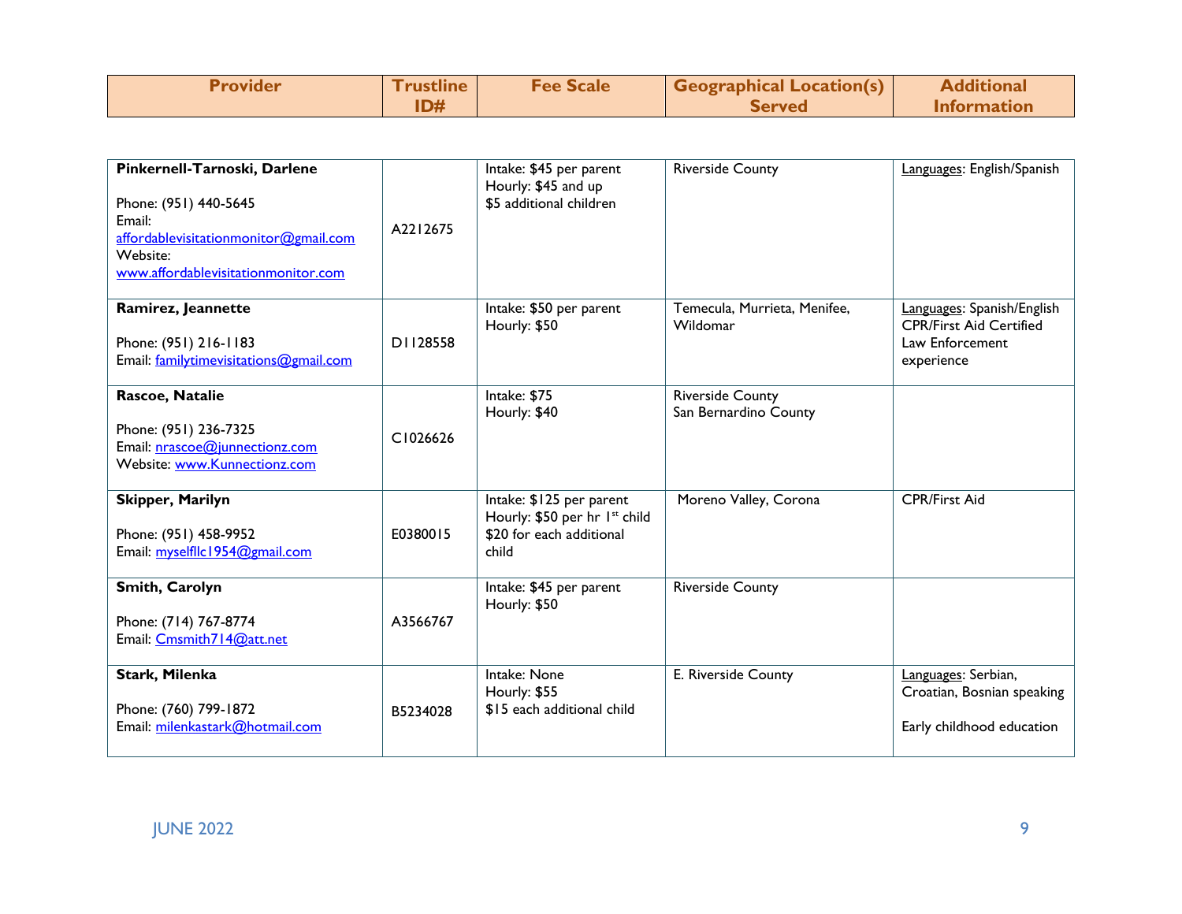| Provider | Trustline ID# | Fee Scale | Geographical Location(s) Served | Additional Information |
|---|---|---|---|---|
| **Pinkernell-Tarnoski, Darlene**<br><br>Phone: (951) 440-5645<br>Email: affordablevisitationmonitor@gmail.com<br>Website: www.affordablevisitationmonitor.com | A2212675 | Intake: $45 per parent<br>Hourly: $45 and up<br>$5 additional children | Riverside County | Languages: English/Spanish |
| **Ramirez, Jeannette**<br><br>Phone: (951) 216-1183<br>Email: familytimevisitations@gmail.com | D1128558 | Intake: $50 per parent<br>Hourly: $50 | Temecula, Murrieta, Menifee, Wildomar | Languages: Spanish/English<br>CPR/First Aid Certified<br>Law Enforcement experience |
| **Rascoe, Natalie**<br><br>Phone: (951) 236-7325<br>Email: nrascoe@junnectionz.com<br>Website: www.Kunnectionz.com | C1026626 | Intake: $75<br>Hourly: $40 | Riverside County<br>San Bernardino County | |
| **Skipper, Marilyn**<br><br>Phone: (951) 458-9952<br>Email: myselfllc1954@gmail.com | E0380015 | Intake: $125 per parent<br>Hourly: $50 per hr 1st child<br>$20 for each additional child | Moreno Valley, Corona | CPR/First Aid |
| **Smith, Carolyn**<br><br>Phone: (714) 767-8774<br>Email: Cmsmith714@att.net | A3566767 | Intake: $45 per parent<br>Hourly: $50 | Riverside County | |
| **Stark, Milenka**<br><br>Phone: (760) 799-1872<br>Email: milenkastark@hotmail.com | B5234028 | Intake: None<br>Hourly: $55<br>$15 each additional child | E. Riverside County | Languages: Serbian, Croatian, Bosnian speaking<br><br>Early childhood education |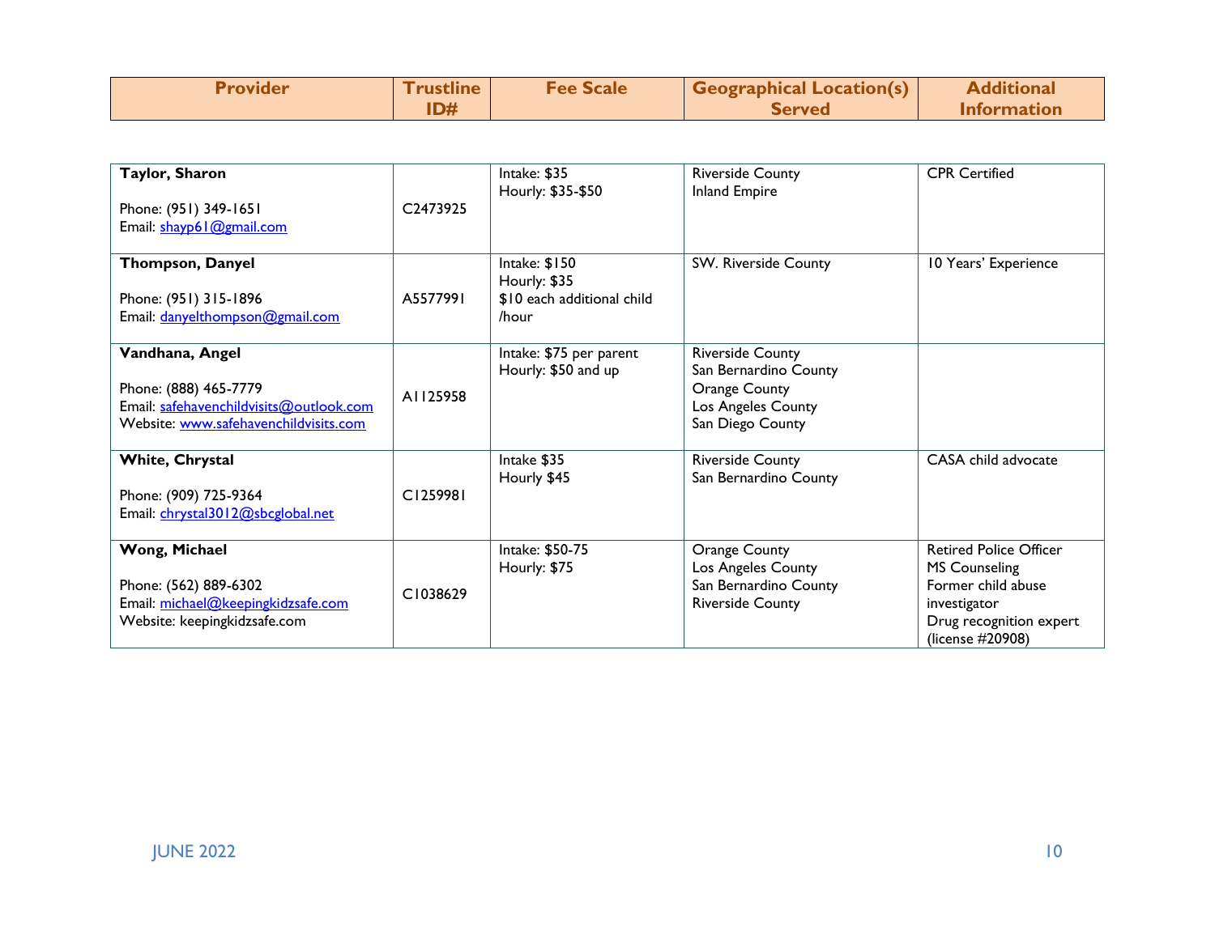| Provider | Trustline ID# | Fee Scale | Geographical Location(s) Served | Additional Information |
|---|---|---|---|---|
| **Taylor, Sharon**<br><br>Phone: (951) 349-1651<br>Email: shayp61@gmail.com | C2473925 | Intake: $35<br>Hourly: $35-$50 | Riverside County<br>Inland Empire | CPR Certified |
| **Thompson, Danyel**<br><br>Phone: (951) 315-1896<br>Email: danyelthompson@gmail.com | A5577991 | Intake: $150<br>Hourly: $35<br>$10 each additional child /hour | SW. Riverside County | 10 Years' Experience |
| **Vandhana, Angel**<br><br>Phone: (888) 465-7779<br>Email: safehavenchildvisits@outlook.com<br>Website: www.safehavenchildvisits.com | A1125958 | Intake: $75 per parent<br>Hourly: $50 and up | Riverside County<br>San Bernardino County<br>Orange County<br>Los Angeles County<br>San Diego County | |
| **White, Chrystal**<br><br>Phone: (909) 725-9364<br>Email: chrystal3012@sbcglobal.net | C1259981 | Intake $35<br>Hourly $45 | Riverside County<br>San Bernardino County | CASA child advocate |
| **Wong, Michael**<br><br>Phone: (562) 889-6302<br>Email: michael@keepingkidzsafe.com<br>Website: keepingkidzsafe.com | C1038629 | Intake: $50-75<br>Hourly: $75 | Orange County<br>Los Angeles County<br>San Bernardino County<br>Riverside County | Retired Police Officer<br>MS Counseling<br>Former child abuse investigator<br>Drug recognition expert (license #20908) |

JUNE 2022